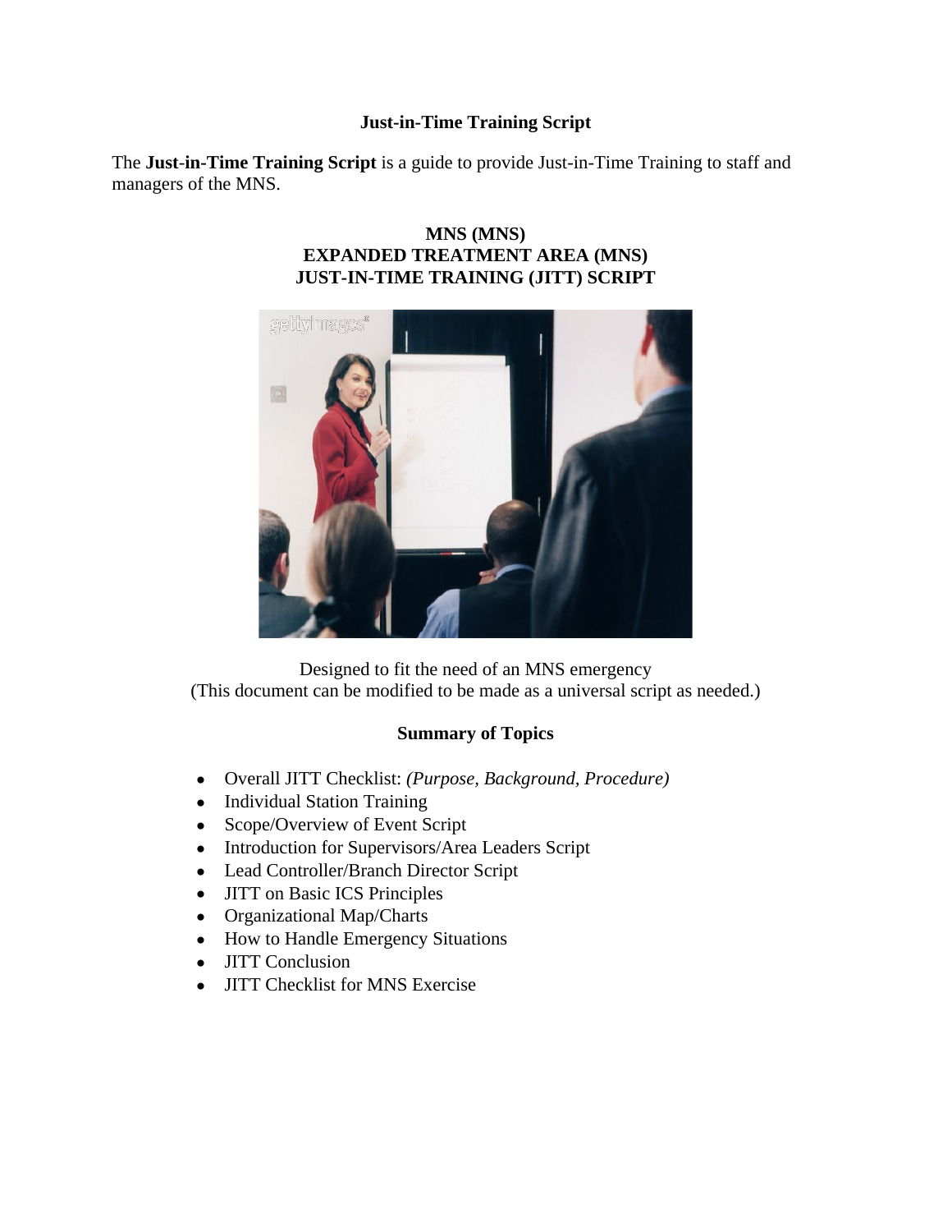# Just-in-Time Training Script

The **Just-in-Time Training Script** is a guide to provide Just-in-Time Training to staff and managers of the MNS.

## MNS (MNS)
## EXPANDED TREATMENT AREA (MNS)
## JUST-IN-TIME TRAINING (JITT) SCRIPT

Designed to fit the need of an MNS emergency
(This document can be modified to be made as a universal script as needed.)

### Summary of Topics

- Overall JITT Checklist: *(Purpose, Background, Procedure)*
- Individual Station Training
- Scope/Overview of Event Script
- Introduction for Supervisors/Area Leaders Script
- Lead Controller/Branch Director Script
- JITT on Basic ICS Principles
- Organizational Map/Charts
- How to Handle Emergency Situations
- JITT Conclusion
- JITT Checklist for MNS Exercise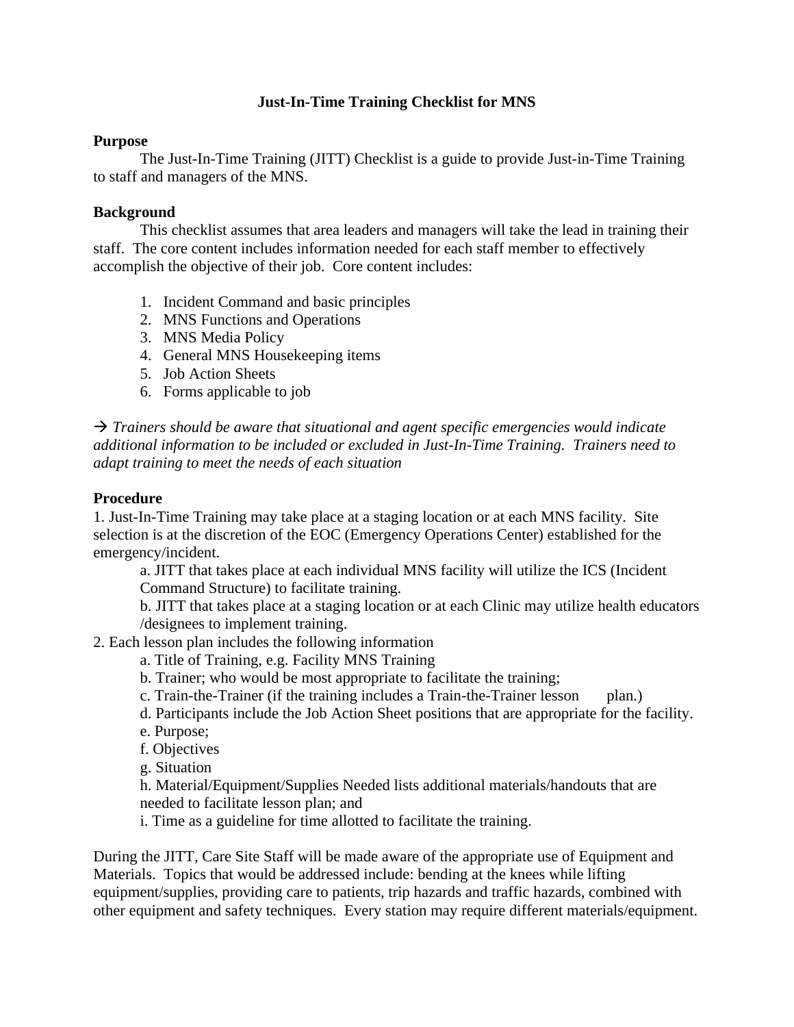# Just-In-Time Training Checklist for MNS

**Purpose**

The Just-In-Time Training (JITT) Checklist is a guide to provide Just-in-Time Training to staff and managers of the MNS.

**Background**

This checklist assumes that area leaders and managers will take the lead in training their staff. The core content includes information needed for each staff member to effectively accomplish the objective of their job. Core content includes:

1. Incident Command and basic principles
2. MNS Functions and Operations
3. MNS Media Policy
4. General MNS Housekeeping items
5. Job Action Sheets
6. Forms applicable to job

→ *Trainers should be aware that situational and agent specific emergencies would indicate additional information to be included or excluded in Just-In-Time Training. Trainers need to adapt training to meet the needs of each situation*

**Procedure**

1. Just-In-Time Training may take place at a staging location or at each MNS facility. Site selection is at the discretion of the EOC (Emergency Operations Center) established for the emergency/incident.
   a. JITT that takes place at each individual MNS facility will utilize the ICS (Incident Command Structure) to facilitate training.
   b. JITT that takes place at a staging location or at each Clinic may utilize health educators /designees to implement training.
2. Each lesson plan includes the following information
   a. Title of Training, e.g. Facility MNS Training
   b. Trainer; who would be most appropriate to facilitate the training;
   c. Train-the-Trainer (if the training includes a Train-the-Trainer lesson plan.)
   d. Participants include the Job Action Sheet positions that are appropriate for the facility.
   e. Purpose;
   f. Objectives
   g. Situation
   h. Material/Equipment/Supplies Needed lists additional materials/handouts that are needed to facilitate lesson plan; and
   i. Time as a guideline for time allotted to facilitate the training.

During the JITT, Care Site Staff will be made aware of the appropriate use of Equipment and Materials. Topics that would be addressed include: bending at the knees while lifting equipment/supplies, providing care to patients, trip hazards and traffic hazards, combined with other equipment and safety techniques. Every station may require different materials/equipment.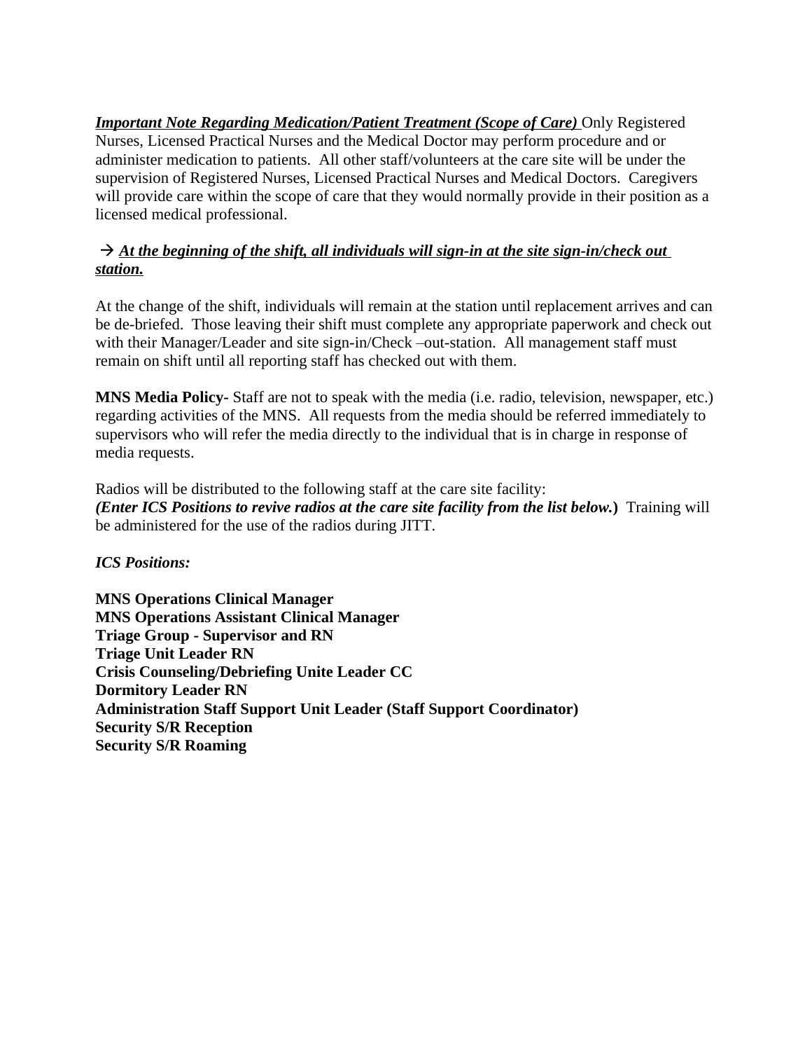***Important Note Regarding Medication/Patient Treatment (Scope of Care)*** Only Registered Nurses, Licensed Practical Nurses and the Medical Doctor may perform procedure and or administer medication to patients. All other staff/volunteers at the care site will be under the supervision of Registered Nurses, Licensed Practical Nurses and Medical Doctors. Caregivers will provide care within the scope of care that they would normally provide in their position as a licensed medical professional.

→ ***At the beginning of the shift, all individuals will sign-in at the site sign-in/check out station.***

At the change of the shift, individuals will remain at the station until replacement arrives and can be de-briefed. Those leaving their shift must complete any appropriate paperwork and check out with their Manager/Leader and site sign-in/Check –out-station. All management staff must remain on shift until all reporting staff has checked out with them.

**MNS Media Policy-** Staff are not to speak with the media (i.e. radio, television, newspaper, etc.) regarding activities of the MNS. All requests from the media should be referred immediately to supervisors who will refer the media directly to the individual that is in charge in response of media requests.

Radios will be distributed to the following staff at the care site facility:
***(Enter ICS Positions to revive radios at the care site facility from the list below.)*** Training will be administered for the use of the radios during JITT.

*ICS Positions:*

**MNS Operations Clinical Manager**
**MNS Operations Assistant Clinical Manager**
**Triage Group - Supervisor and RN**
**Triage Unit Leader RN**
**Crisis Counseling/Debriefing Unite Leader CC**
**Dormitory Leader RN**
**Administration Staff Support Unit Leader (Staff Support Coordinator)**
**Security S/R Reception**
**Security S/R Roaming**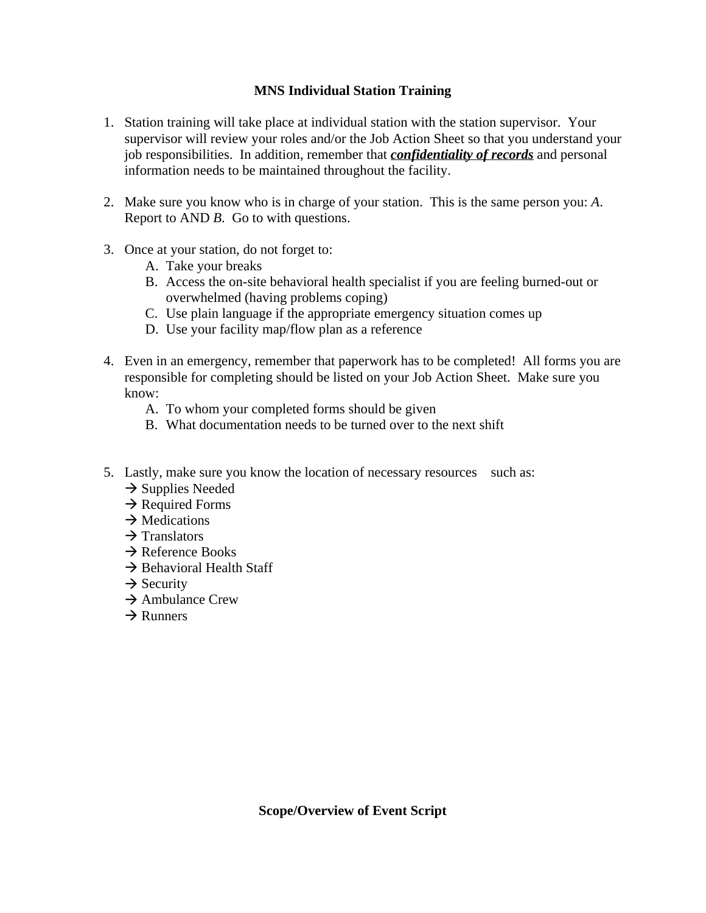### MNS Individual Station Training

1. Station training will take place at individual station with the station supervisor. Your supervisor will review your roles and/or the Job Action Sheet so that you understand your job responsibilities. In addition, remember that ***confidentiality of records*** and personal information needs to be maintained throughout the facility.

2. Make sure you know who is in charge of your station. This is the same person you: *A*. Report to AND *B*. Go to with questions.

3. Once at your station, do not forget to:
   A. Take your breaks
   B. Access the on-site behavioral health specialist if you are feeling burned-out or overwhelmed (having problems coping)
   C. Use plain language if the appropriate emergency situation comes up
   D. Use your facility map/flow plan as a reference

4. Even in an emergency, remember that paperwork has to be completed! All forms you are responsible for completing should be listed on your Job Action Sheet. Make sure you know:
   A. To whom your completed forms should be given
   B. What documentation needs to be turned over to the next shift

5. Lastly, make sure you know the location of necessary resources such as:
   → Supplies Needed
   → Required Forms
   → Medications
   → Translators
   → Reference Books
   → Behavioral Health Staff
   → Security
   → Ambulance Crew
   → Runners

### Scope/Overview of Event Script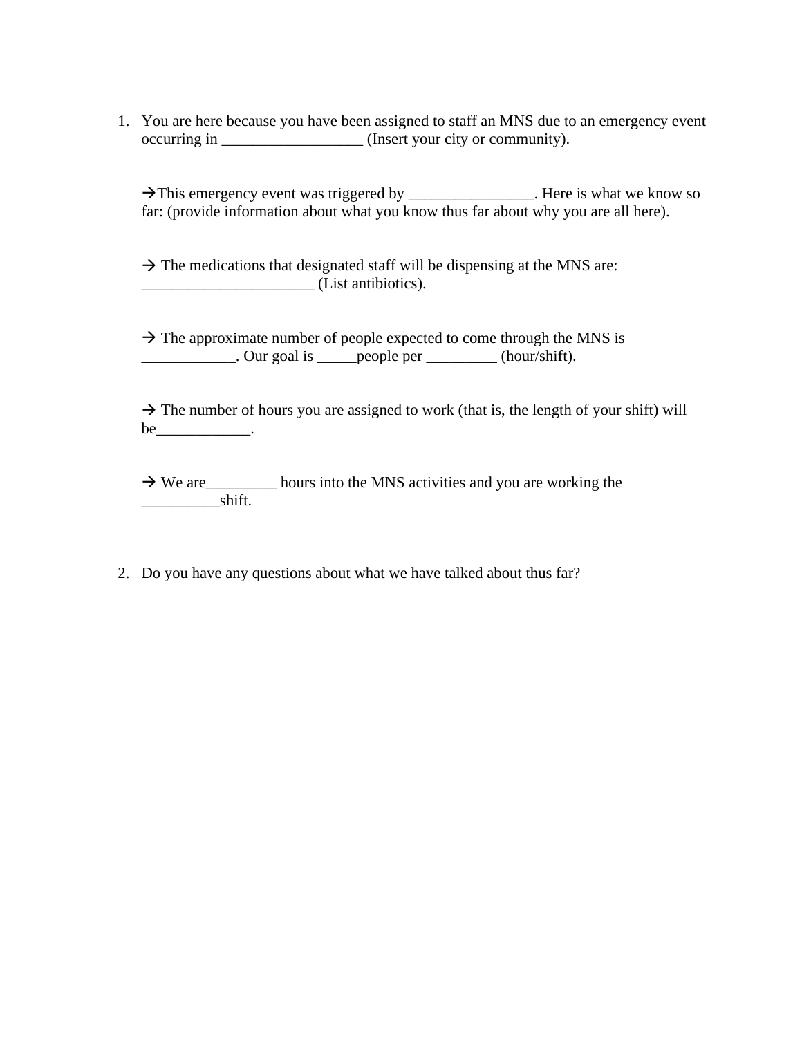1. You are here because you have been assigned to staff an MNS due to an emergency event occurring in __________________ (Insert your city or community).

   →This emergency event was triggered by ________________. Here is what we know so far: (provide information about what you know thus far about why you are all here).

   → The medications that designated staff will be dispensing at the MNS are: ______________________ (List antibiotics).

   → The approximate number of people expected to come through the MNS is ____________. Our goal is _____people per _________ (hour/shift).

   → The number of hours you are assigned to work (that is, the length of your shift) will be____________.

   → We are_________ hours into the MNS activities and you are working the __________shift.

2. Do you have any questions about what we have talked about thus far?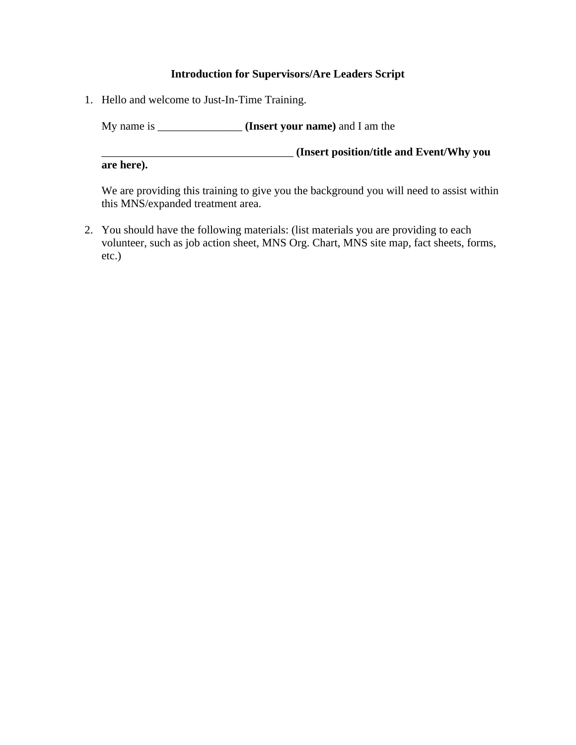**Introduction for Supervisors/Are Leaders Script**

1. Hello and welcome to Just-In-Time Training.

   My name is _______________ **(Insert your name)** and I am the

   __________________________________ **(Insert position/title and Event/Why you are here).**

   We are providing this training to give you the background you will need to assist within this MNS/expanded treatment area.

2. You should have the following materials: (list materials you are providing to each volunteer, such as job action sheet, MNS Org. Chart, MNS site map, fact sheets, forms, etc.)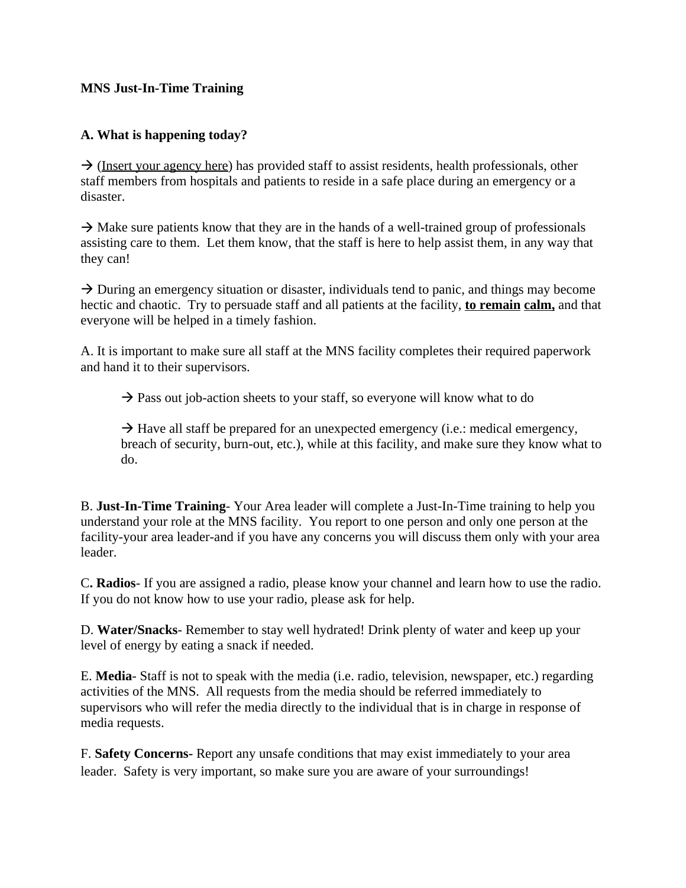**MNS Just-In-Time Training**

**A. What is happening today?**

→ (Insert your agency here) has provided staff to assist residents, health professionals, other staff members from hospitals and patients to reside in a safe place during an emergency or a disaster.

→ Make sure patients know that they are in the hands of a well-trained group of professionals assisting care to them. Let them know, that the staff is here to help assist them, in any way that they can!

→ During an emergency situation or disaster, individuals tend to panic, and things may become hectic and chaotic. Try to persuade staff and all patients at the facility, **to remain calm,** and that everyone will be helped in a timely fashion.

A. It is important to make sure all staff at the MNS facility completes their required paperwork and hand it to their supervisors.

> → Pass out job-action sheets to your staff, so everyone will know what to do
>
> → Have all staff be prepared for an unexpected emergency (i.e.: medical emergency, breach of security, burn-out, etc.), while at this facility, and make sure they know what to do.

B. **Just-In-Time Training**- Your Area leader will complete a Just-In-Time training to help you understand your role at the MNS facility. You report to one person and only one person at the facility-your area leader-and if you have any concerns you will discuss them only with your area leader.

C**. Radios**- If you are assigned a radio, please know your channel and learn how to use the radio. If you do not know how to use your radio, please ask for help.

D. **Water/Snacks**- Remember to stay well hydrated! Drink plenty of water and keep up your level of energy by eating a snack if needed.

E. **Media**- Staff is not to speak with the media (i.e. radio, television, newspaper, etc.) regarding activities of the MNS. All requests from the media should be referred immediately to supervisors who will refer the media directly to the individual that is in charge in response of media requests.

F. **Safety Concerns-** Report any unsafe conditions that may exist immediately to your area leader. Safety is very important, so make sure you are aware of your surroundings!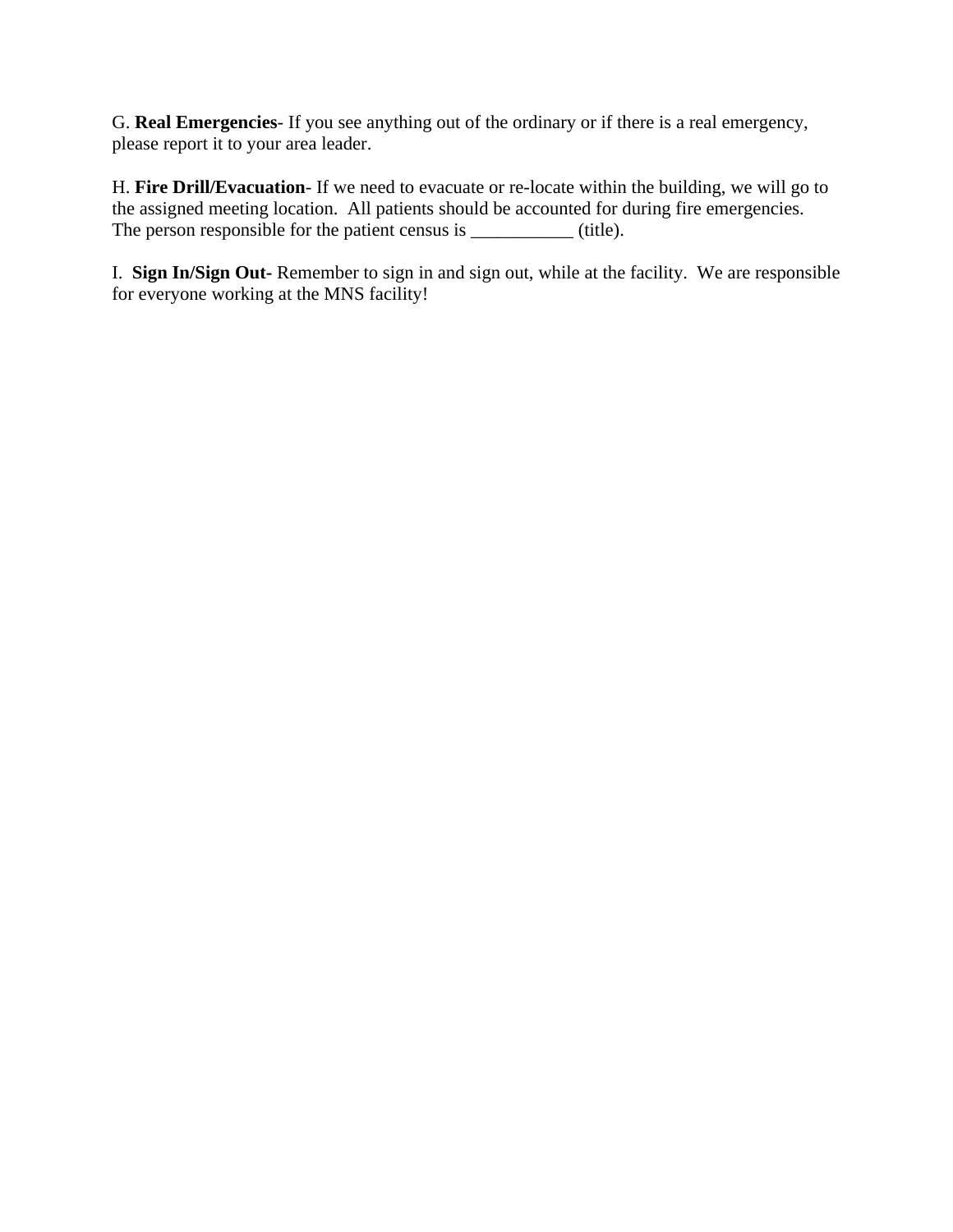G. **Real Emergencies**- If you see anything out of the ordinary or if there is a real emergency, please report it to your area leader.

H. **Fire Drill/Evacuation**- If we need to evacuate or re-locate within the building, we will go to the assigned meeting location. All patients should be accounted for during fire emergencies. The person responsible for the patient census is ___________ (title).

I. **Sign In/Sign Out-** Remember to sign in and sign out, while at the facility. We are responsible for everyone working at the MNS facility!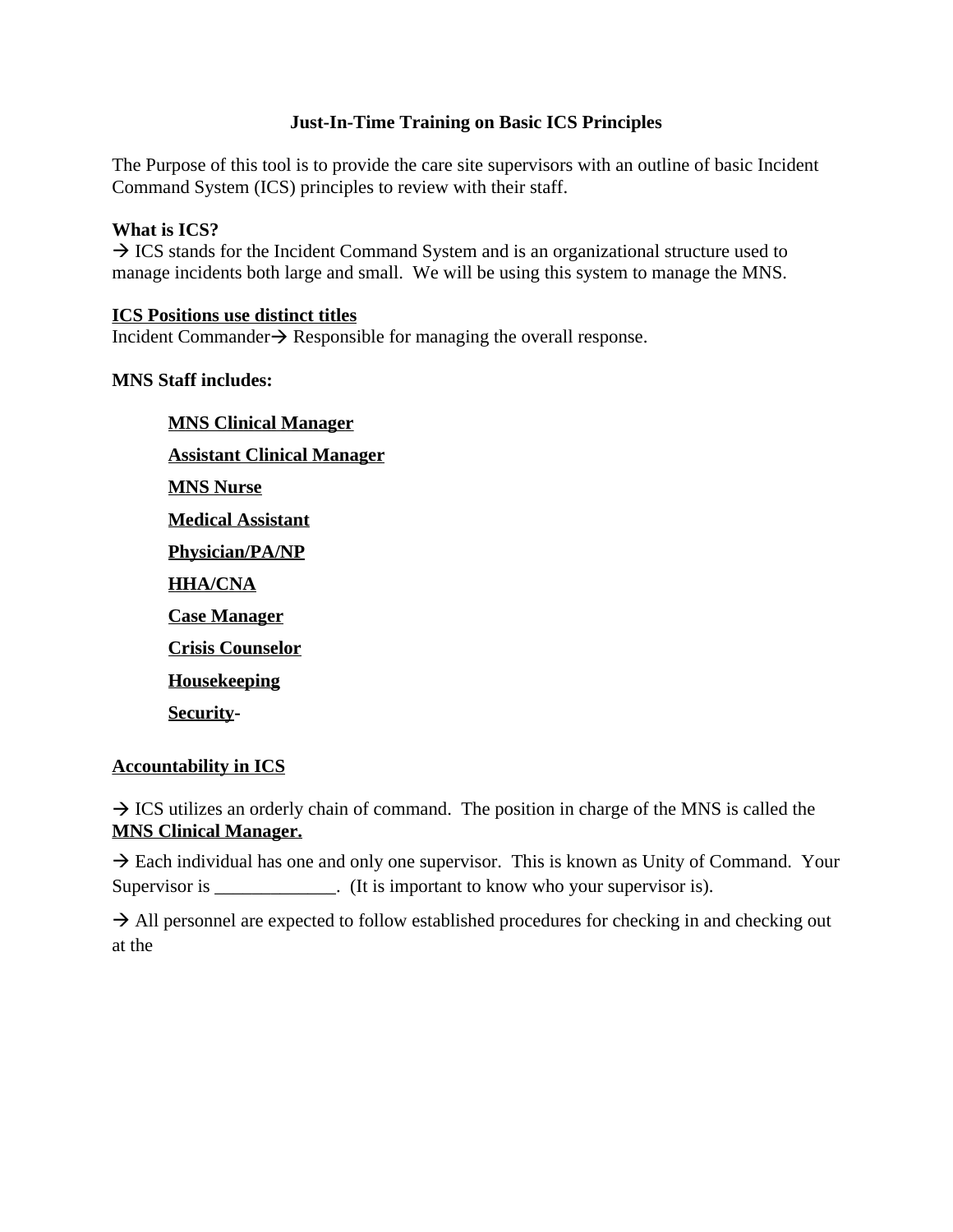## Just-In-Time Training on Basic ICS Principles

The Purpose of this tool is to provide the care site supervisors with an outline of basic Incident Command System (ICS) principles to review with their staff.

**What is ICS?**
→ ICS stands for the Incident Command System and is an organizational structure used to manage incidents both large and small. We will be using this system to manage the MNS.

<u>**ICS Positions use distinct titles**</u>
Incident Commander→ Responsible for managing the overall response.

**MNS Staff includes:**

- <u>**MNS Clinical Manager**</u>
- <u>**Assistant Clinical Manager**</u>
- <u>**MNS Nurse**</u>
- <u>**Medical Assistant**</u>
- <u>**Physician/PA/NP**</u>
- <u>**HHA/CNA**</u>
- <u>**Case Manager**</u>
- <u>**Crisis Counselor**</u>
- <u>**Housekeeping**</u>
- <u>**Security**</u>**-**

<u>**Accountability in ICS**</u>

→ ICS utilizes an orderly chain of command. The position in charge of the MNS is called the <u>**MNS Clinical Manager.**</u>

→ Each individual has one and only one supervisor. This is known as Unity of Command. Your Supervisor is _____________. (It is important to know who your supervisor is).

→ All personnel are expected to follow established procedures for checking in and checking out at the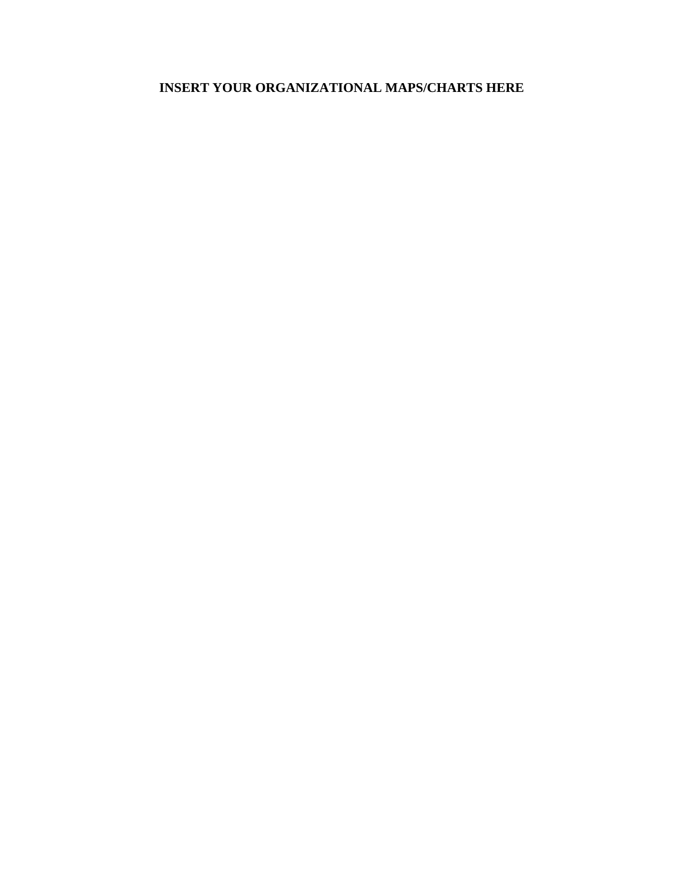**INSERT YOUR ORGANIZATIONAL MAPS/CHARTS HERE**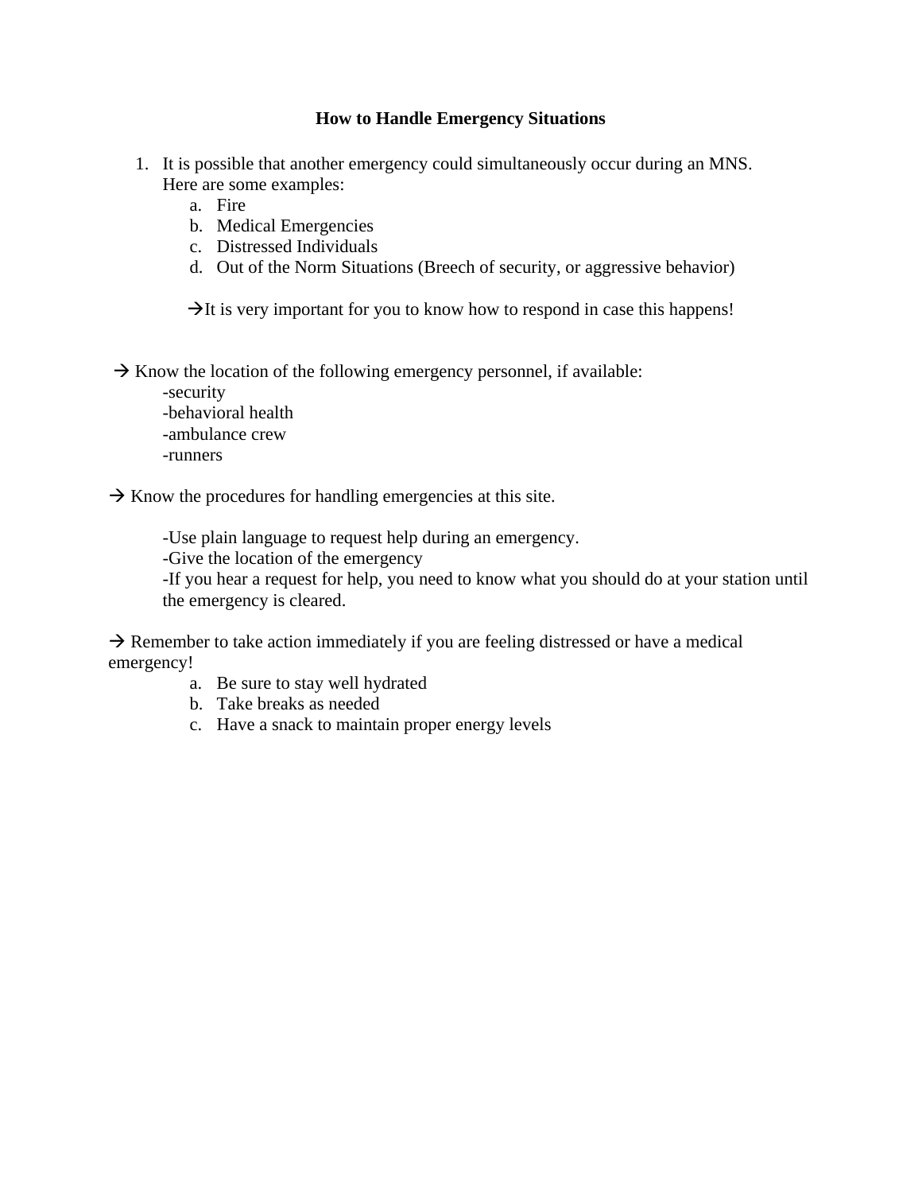**How to Handle Emergency Situations**

1. It is possible that another emergency could simultaneously occur during an MNS. Here are some examples:
    a. Fire
    b. Medical Emergencies
    c. Distressed Individuals
    d. Out of the Norm Situations (Breech of security, or aggressive behavior)

    → It is very important for you to know how to respond in case this happens!

→ Know the location of the following emergency personnel, if available:

- security
- behavioral health
- ambulance crew
- runners

→ Know the procedures for handling emergencies at this site.

- Use plain language to request help during an emergency.
- Give the location of the emergency
- If you hear a request for help, you need to know what you should do at your station until the emergency is cleared.

→ Remember to take action immediately if you are feeling distressed or have a medical emergency!

a. Be sure to stay well hydrated
b. Take breaks as needed
c. Have a snack to maintain proper energy levels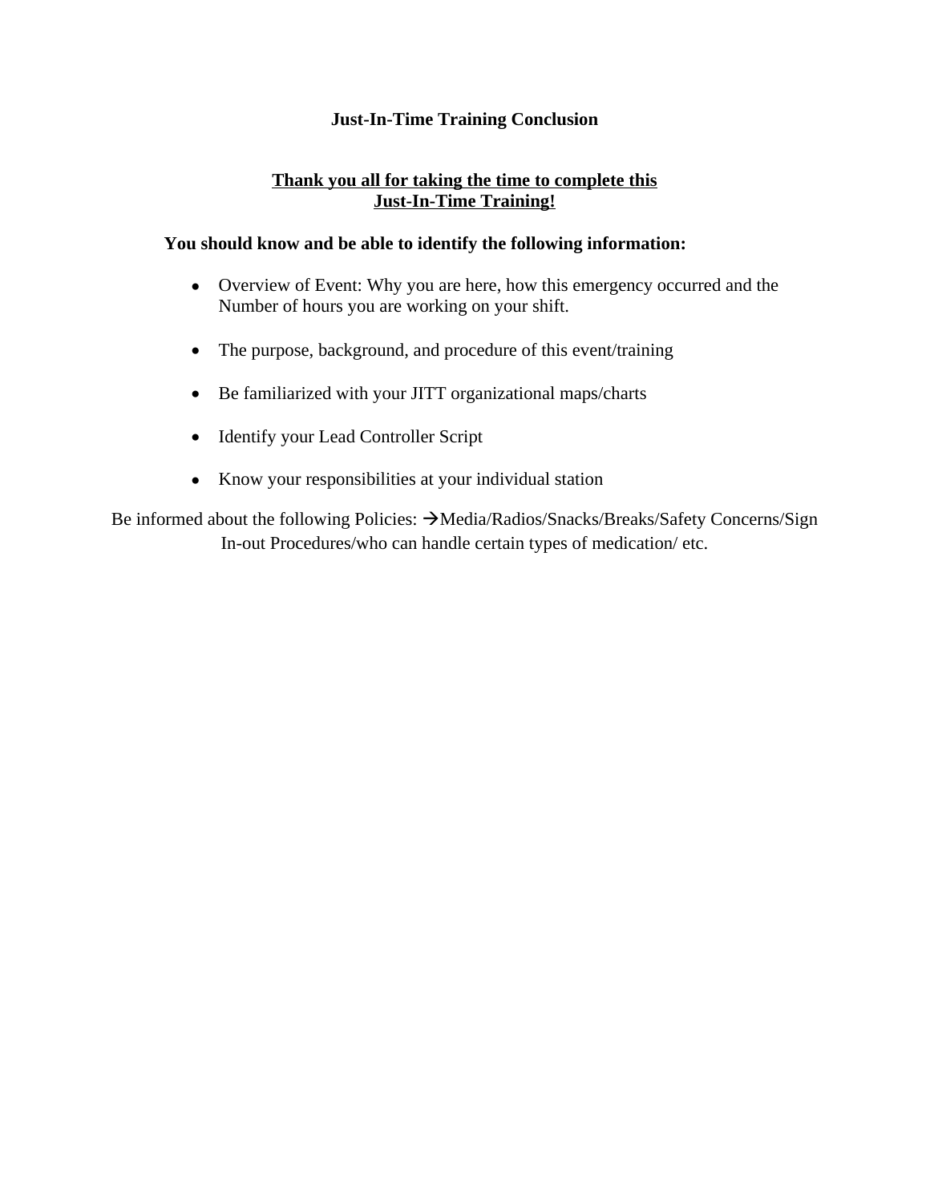# Just-In-Time Training Conclusion

**<u>Thank you all for taking the time to complete this Just-In-Time Training!</u>**

**You should know and be able to identify the following information:**

- Overview of Event: Why you are here, how this emergency occurred and the Number of hours you are working on your shift.
- The purpose, background, and procedure of this event/training
- Be familiarized with your JITT organizational maps/charts
- Identify your Lead Controller Script
- Know your responsibilities at your individual station

Be informed about the following Policies: →Media/Radios/Snacks/Breaks/Safety Concerns/Sign In-out Procedures/who can handle certain types of medication/ etc.